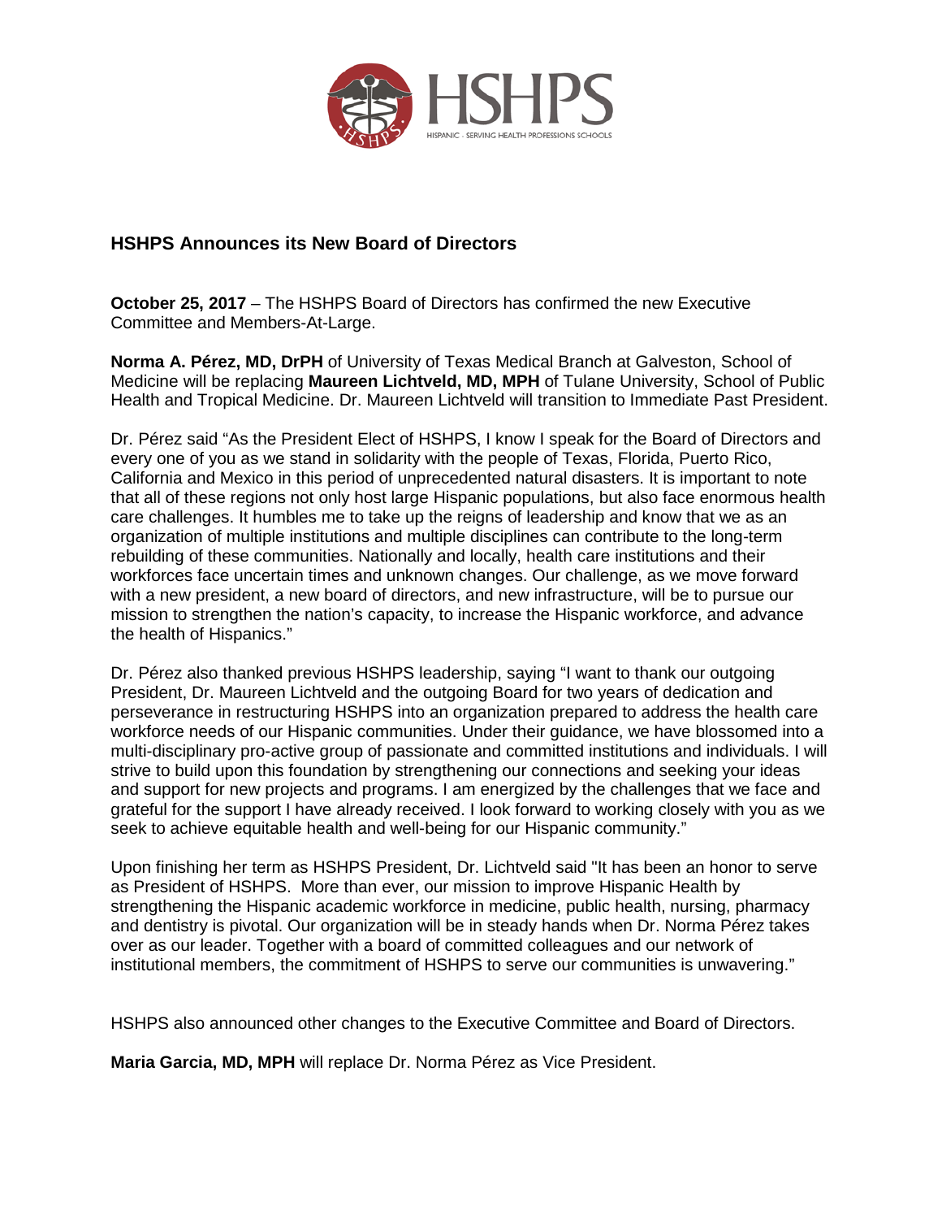HSHPS

HISPANIC - SERVING HEALTH PROFESSIONS SCHOOLS

## HSHPS Announces its New Board of Directors

**October 25, 2017** – The HSHPS Board of Directors has confirmed the new Executive Committee and Members-At-Large.

**Norma A. Pérez, MD, DrPH** of University of Texas Medical Branch at Galveston, School of Medicine will be replacing **Maureen Lichtveld, MD, MPH** of Tulane University, School of Public Health and Tropical Medicine. Dr. Maureen Lichtveld will transition to Immediate Past President.

Dr. Pérez said "As the President Elect of HSHPS, I know I speak for the Board of Directors and every one of you as we stand in solidarity with the people of Texas, Florida, Puerto Rico, California and Mexico in this period of unprecedented natural disasters. It is important to note that all of these regions not only host large Hispanic populations, but also face enormous health care challenges. It humbles me to take up the reigns of leadership and know that we as an organization of multiple institutions and multiple disciplines can contribute to the long-term rebuilding of these communities. Nationally and locally, health care institutions and their workforces face uncertain times and unknown changes. Our challenge, as we move forward with a new president, a new board of directors, and new infrastructure, will be to pursue our mission to strengthen the nation's capacity, to increase the Hispanic workforce, and advance the health of Hispanics."

Dr. Pérez also thanked previous HSHPS leadership, saying "I want to thank our outgoing President, Dr. Maureen Lichtveld and the outgoing Board for two years of dedication and perseverance in restructuring HSHPS into an organization prepared to address the health care workforce needs of our Hispanic communities. Under their guidance, we have blossomed into a multi-disciplinary pro-active group of passionate and committed institutions and individuals. I will strive to build upon this foundation by strengthening our connections and seeking your ideas and support for new projects and programs. I am energized by the challenges that we face and grateful for the support I have already received. I look forward to working closely with you as we seek to achieve equitable health and well-being for our Hispanic community."

Upon finishing her term as HSHPS President, Dr. Lichtveld said "It has been an honor to serve as President of HSHPS. More than ever, our mission to improve Hispanic Health by strengthening the Hispanic academic workforce in medicine, public health, nursing, pharmacy and dentistry is pivotal. Our organization will be in steady hands when Dr. Norma Pérez takes over as our leader. Together with a board of committed colleagues and our network of institutional members, the commitment of HSHPS to serve our communities is unwavering."

HSHPS also announced other changes to the Executive Committee and Board of Directors.

**Maria Garcia, MD, MPH** will replace Dr. Norma Pérez as Vice President.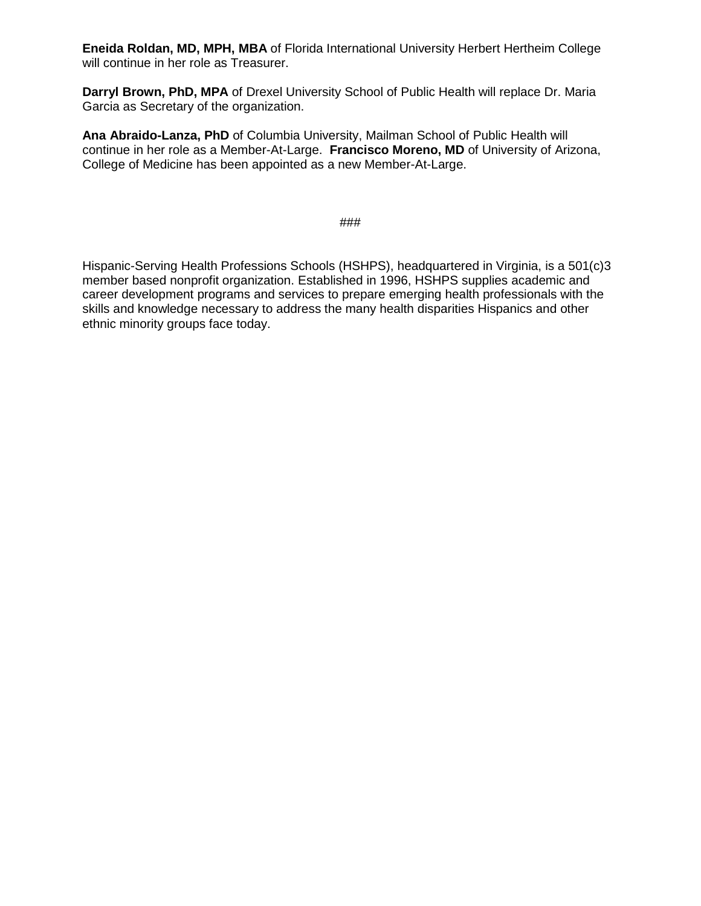**Eneida Roldan, MD, MPH, MBA** of Florida International University Herbert Hertheim College will continue in her role as Treasurer.

**Darryl Brown, PhD, MPA** of Drexel University School of Public Health will replace Dr. Maria Garcia as Secretary of the organization.

**Ana Abraido-Lanza, PhD** of Columbia University, Mailman School of Public Health will continue in her role as a Member-At-Large. **Francisco Moreno, MD** of University of Arizona, College of Medicine has been appointed as a new Member-At-Large.

###

Hispanic-Serving Health Professions Schools (HSHPS), headquartered in Virginia, is a 501(c)3 member based nonprofit organization. Established in 1996, HSHPS supplies academic and career development programs and services to prepare emerging health professionals with the skills and knowledge necessary to address the many health disparities Hispanics and other ethnic minority groups face today.